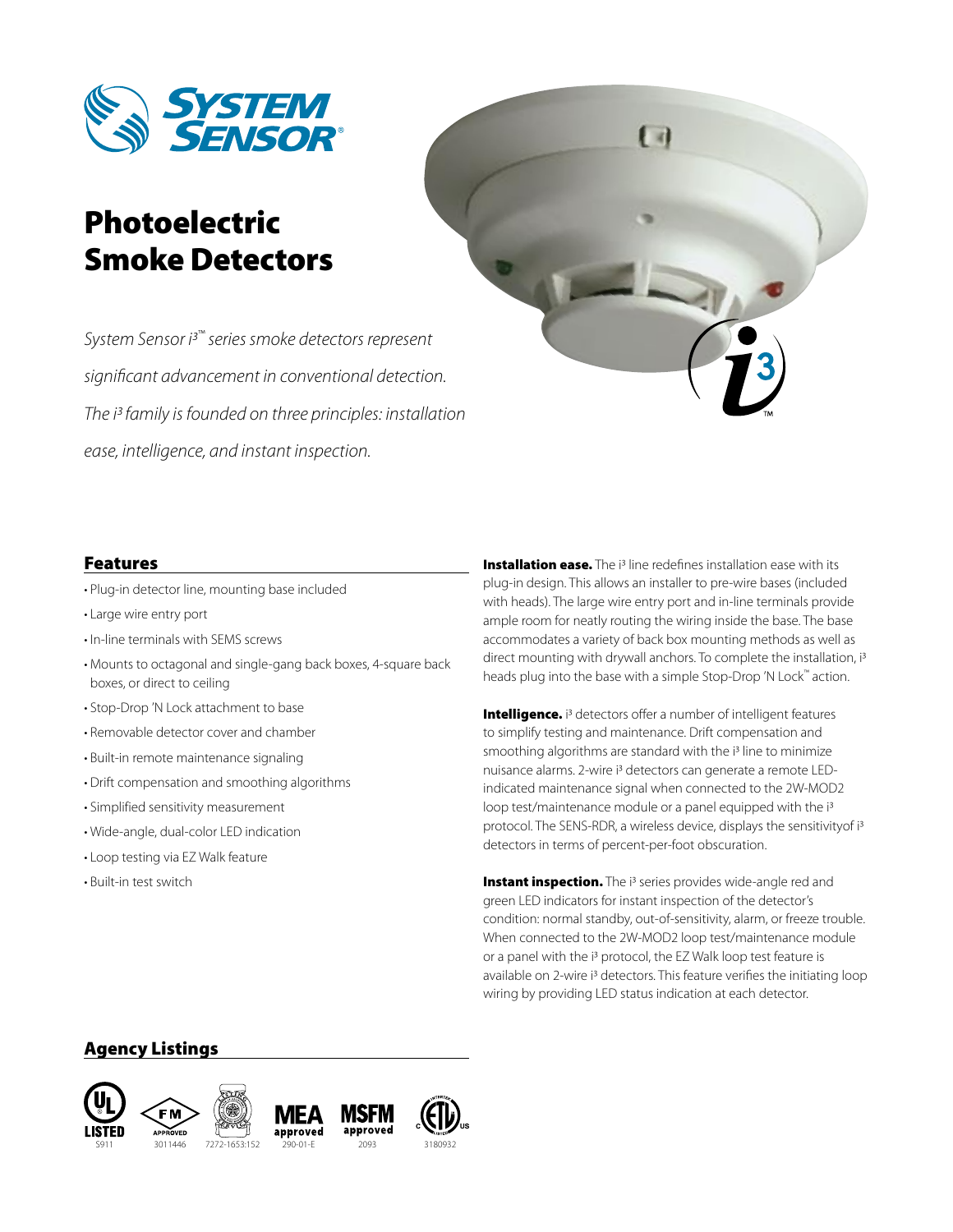SYSTEM SENSOR®

# Photoelectric Smoke Detectors

*System Sensor i³™ series smoke detectors represent significant advancement in conventional detection. The i³ family is founded on three principles: installation ease, intelligence, and instant inspection.*

## Features

- Plug-in detector line, mounting base included
- Large wire entry port
- In-line terminals with SEMS screws
- Mounts to octagonal and single-gang back boxes, 4-square back boxes, or direct to ceiling
- Stop-Drop 'N Lock attachment to base
- Removable detector cover and chamber
- Built-in remote maintenance signaling
- Drift compensation and smoothing algorithms
- Simplified sensitivity measurement
- Wide-angle, dual-color LED indication
- Loop testing via EZ Walk feature
- Built-in test switch

**Installation ease.** The i³ line redefines installation ease with its plug-in design. This allows an installer to pre-wire bases (included with heads). The large wire entry port and in-line terminals provide ample room for neatly routing the wiring inside the base. The base accommodates a variety of back box mounting methods as well as direct mounting with drywall anchors. To complete the installation, i³ heads plug into the base with a simple Stop-Drop 'N Lock™ action.

**Intelligence.** i³ detectors offer a number of intelligent features to simplify testing and maintenance. Drift compensation and smoothing algorithms are standard with the i³ line to minimize nuisance alarms. 2-wire i³ detectors can generate a remote LED-indicated maintenance signal when connected to the 2W-MOD2 loop test/maintenance module or a panel equipped with the i³ protocol. The SENS-RDR, a wireless device, displays the sensitivityof i³ detectors in terms of percent-per-foot obscuration.

**Instant inspection.** The i³ series provides wide-angle red and green LED indicators for instant inspection of the detector's condition: normal standby, out-of-sensitivity, alarm, or freeze trouble. When connected to the 2W-MOD2 loop test/maintenance module or a panel with the i³ protocol, the EZ Walk loop test feature is available on 2-wire i³ detectors. This feature verifies the initiating loop wiring by providing LED status indication at each detector.

## Agency Listings

UL LISTED S911

FM APPROVED 3011446

7272-1653:152

MEA approved 290-01-E

MSFM approved 2093

ETL C US 3180932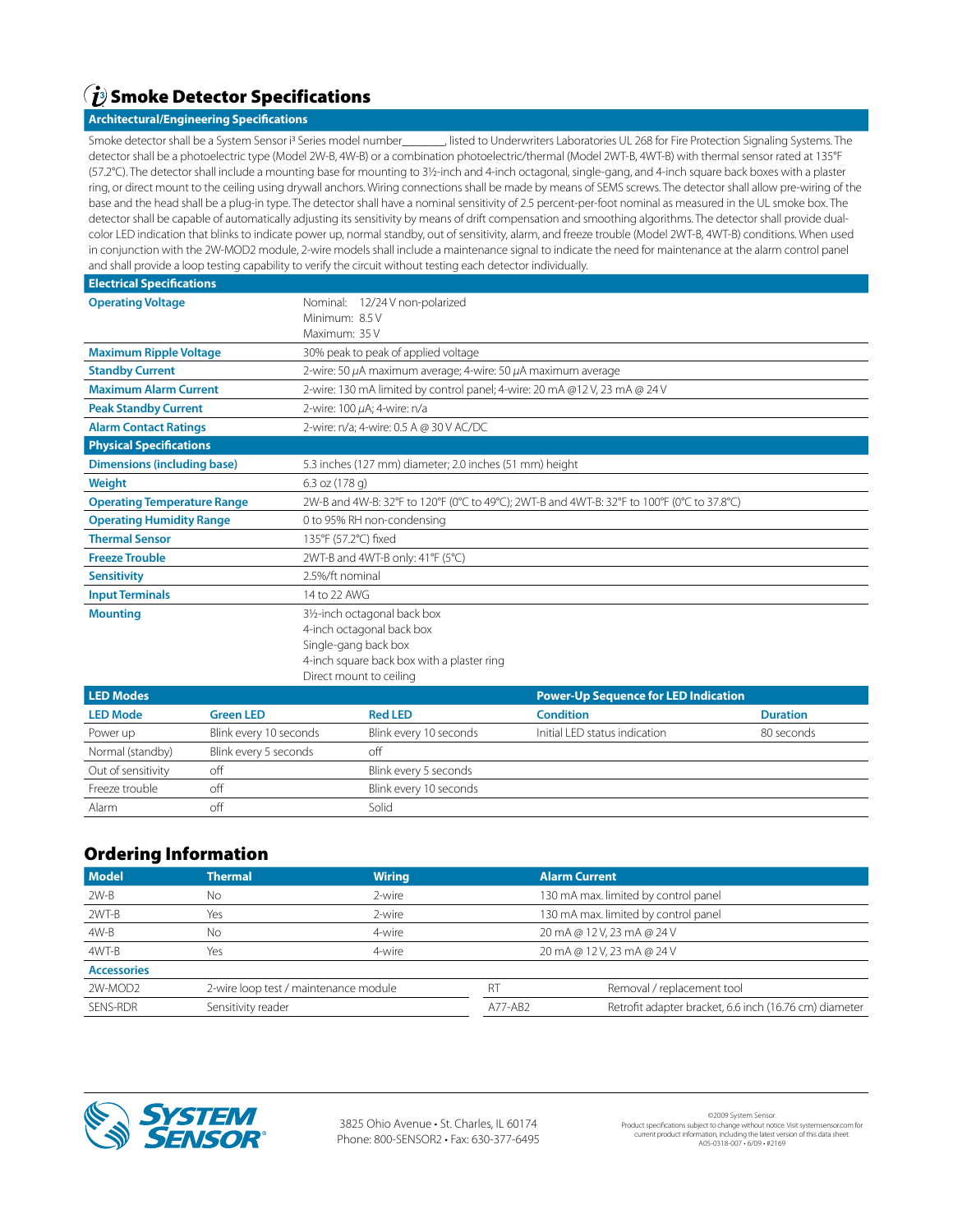## i³ Smoke Detector Specifications

### Architectural/Engineering Specifications

Smoke detector shall be a System Sensor i³ Series model number________, listed to Underwriters Laboratories UL 268 for Fire Protection Signaling Systems. The detector shall be a photoelectric type (Model 2W-B, 4W-B) or a combination photoelectric/thermal (Model 2WT-B, 4WT-B) with thermal sensor rated at 135°F (57.2°C). The detector shall include a mounting base for mounting to 3½-inch and 4-inch octagonal, single-gang, and 4-inch square back boxes with a plaster ring, or direct mount to the ceiling using drywall anchors. Wiring connections shall be made by means of SEMS screws. The detector shall allow pre-wiring of the base and the head shall be a plug-in type. The detector shall have a nominal sensitivity of 2.5 percent-per-foot nominal as measured in the UL smoke box. The detector shall be capable of automatically adjusting its sensitivity by means of drift compensation and smoothing algorithms. The detector shall provide dual-color LED indication that blinks to indicate power up, normal standby, out of sensitivity, alarm, and freeze trouble (Model 2WT-B, 4WT-B) conditions. When used in conjunction with the 2W-MOD2 module, 2-wire models shall include a maintenance signal to indicate the need for maintenance at the alarm control panel and shall provide a loop testing capability to verify the circuit without testing each detector individually.

| Electrical Specifications | |
|---|---|
| Operating Voltage | Nominal: 12/24 V non-polarized<br>Minimum: 8.5 V<br>Maximum: 35 V |
| Maximum Ripple Voltage | 30% peak to peak of applied voltage |
| Standby Current | 2-wire: 50 μA maximum average; 4-wire: 50 μA maximum average |
| Maximum Alarm Current | 2-wire: 130 mA limited by control panel; 4-wire: 20 mA @12 V, 23 mA @ 24 V |
| Peak Standby Current | 2-wire: 100 μA; 4-wire: n/a |
| Alarm Contact Ratings | 2-wire: n/a; 4-wire: 0.5 A @ 30 V AC/DC |
| **Physical Specifications** | |
| Dimensions (including base) | 5.3 inches (127 mm) diameter; 2.0 inches (51 mm) height |
| Weight | 6.3 oz (178 g) |
| Operating Temperature Range | 2W-B and 4W-B: 32°F to 120°F (0°C to 49°C); 2WT-B and 4WT-B: 32°F to 100°F (0°C to 37.8°C) |
| Operating Humidity Range | 0 to 95% RH non-condensing |
| Thermal Sensor | 135°F (57.2°C) fixed |
| Freeze Trouble | 2WT-B and 4WT-B only: 41°F (5°C) |
| Sensitivity | 2.5%/ft nominal |
| Input Terminals | 14 to 22 AWG |
| Mounting | 3½-inch octagonal back box<br>4-inch octagonal back box<br>Single-gang back box<br>4-inch square back box with a plaster ring<br>Direct mount to ceiling |

| LED Modes | | | Power-Up Sequence for LED Indication | |
|---|---|---|---|---|
| LED Mode | Green LED | Red LED | Condition | Duration |
| Power up | Blink every 10 seconds | Blink every 10 seconds | Initial LED status indication | 80 seconds |
| Normal (standby) | Blink every 5 seconds | off | | |
| Out of sensitivity | off | Blink every 5 seconds | | |
| Freeze trouble | off | Blink every 10 seconds | | |
| Alarm | off | Solid | | |

## Ordering Information

| Model | Thermal | Wiring | Alarm Current |
|---|---|---|---|
| 2W-B | No | 2-wire | 130 mA max. limited by control panel |
| 2WT-B | Yes | 2-wire | 130 mA max. limited by control panel |
| 4W-B | No | 4-wire | 20 mA @ 12 V, 23 mA @ 24 V |
| 4WT-B | Yes | 4-wire | 20 mA @ 12 V, 23 mA @ 24 V |

| Accessories | | | |
|---|---|---|---|
| 2W-MOD2 | 2-wire loop test / maintenance module | RT | Removal / replacement tool |
| SENS-RDR | Sensitivity reader | A77-AB2 | Retrofit adapter bracket, 6.6 inch (16.76 cm) diameter |

SYSTEM SENSOR®

3825 Ohio Avenue • St. Charles, IL 60174
Phone: 800-SENSOR2 • Fax: 630-377-6495

©2009 System Sensor.
Product specifications subject to change without notice. Visit systemsensor.com for current product information, including the latest version of this data sheet.
A05-0318-007 • 6/09 • #2169